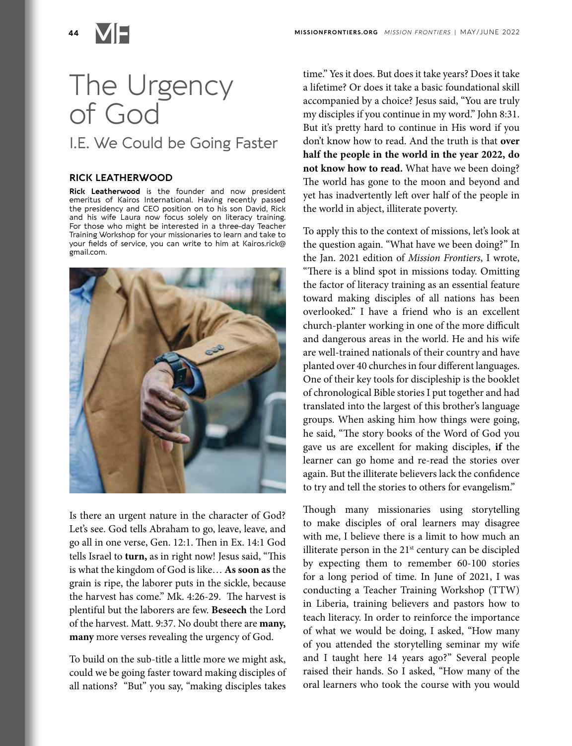# The Urgency of God

## I.E. We Could be Going Faster

**RICK LEATHERWOOD**

**Rick Leatherwood** is the founder and now president emeritus of Kairos International. Having recently passed the presidency and CEO position on to his son David, Rick and his wife Laura now focus solely on literacy training. For those who might be interested in a three-day Teacher Training Workshop for your missionaries to learn and take to your fields of service, you can write to him at Kairos.rick@gmail.com.

Is there an urgent nature in the character of God? Let's see. God tells Abraham to go, leave, leave, and go all in one verse, Gen. 12:1. Then in Ex. 14:1 God tells Israel to **turn,** as in right now! Jesus said, "This is what the kingdom of God is like… **As soon as** the grain is ripe, the laborer puts in the sickle, because the harvest has come." Mk. 4:26-29. The harvest is plentiful but the laborers are few. **Beseech** the Lord of the harvest. Matt. 9:37. No doubt there are **many, many** more verses revealing the urgency of God.

To build on the sub-title a little more we might ask, could we be going faster toward making disciples of all nations? "But" you say, "making disciples takes time." Yes it does. But does it take years? Does it take a lifetime? Or does it take a basic foundational skill accompanied by a choice? Jesus said, "You are truly my disciples if you continue in my word." John 8:31. But it's pretty hard to continue in His word if you don't know how to read. And the truth is that **over half the people in the world in the year 2022, do not know how to read.** What have we been doing? The world has gone to the moon and beyond and yet has inadvertently left over half of the people in the world in abject, illiterate poverty.

To apply this to the context of missions, let's look at the question again. "What have we been doing?" In the Jan. 2021 edition of *Mission Frontiers*, I wrote, "There is a blind spot in missions today. Omitting the factor of literacy training as an essential feature toward making disciples of all nations has been overlooked." I have a friend who is an excellent church-planter working in one of the more difficult and dangerous areas in the world. He and his wife are well-trained nationals of their country and have planted over 40 churches in four different languages. One of their key tools for discipleship is the booklet of chronological Bible stories I put together and had translated into the largest of this brother's language groups. When asking him how things were going, he said, "The story books of the Word of God you gave us are excellent for making disciples, **if** the learner can go home and re-read the stories over again. But the illiterate believers lack the confidence to try and tell the stories to others for evangelism."

Though many missionaries using storytelling to make disciples of oral learners may disagree with me, I believe there is a limit to how much an illiterate person in the 21st century can be discipled by expecting them to remember 60-100 stories for a long period of time. In June of 2021, I was conducting a Teacher Training Workshop (TTW) in Liberia, training believers and pastors how to teach literacy. In order to reinforce the importance of what we would be doing, I asked, "How many of you attended the storytelling seminar my wife and I taught here 14 years ago?" Several people raised their hands. So I asked, "How many of the oral learners who took the course with you would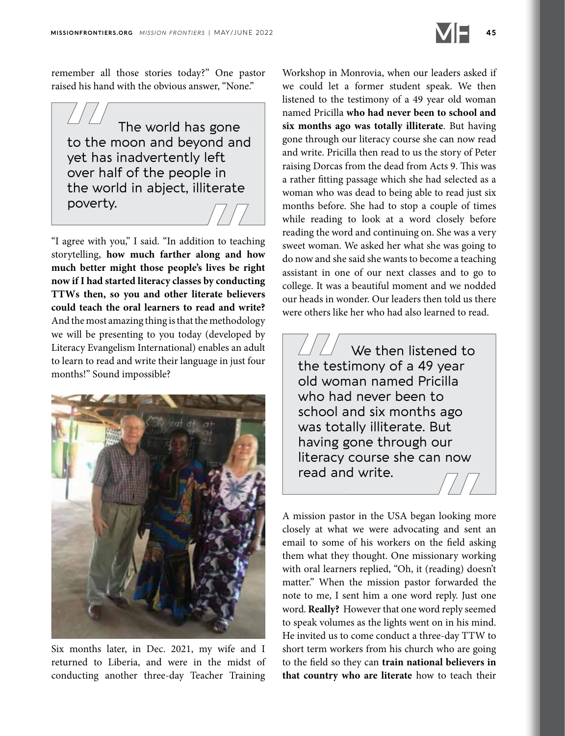remember all those stories today?" One pastor raised his hand with the obvious answer, "None."

> The world has gone to the moon and beyond and yet has inadvertently left over half of the people in the world in abject, illiterate poverty.

"I agree with you," I said. "In addition to teaching storytelling, **how much farther along and how much better might those people's lives be right now if I had started literacy classes by conducting TTWs then, so you and other literate believers could teach the oral learners to read and write?** And the most amazing thing is that the methodology we will be presenting to you today (developed by Literacy Evangelism International) enables an adult to learn to read and write their language in just four months!" Sound impossible?

Six months later, in Dec. 2021, my wife and I returned to Liberia, and were in the midst of conducting another three-day Teacher Training Workshop in Monrovia, when our leaders asked if we could let a former student speak. We then listened to the testimony of a 49 year old woman named Pricilla **who had never been to school and six months ago was totally illiterate**. But having gone through our literacy course she can now read and write. Pricilla then read to us the story of Peter raising Dorcas from the dead from Acts 9. This was a rather fitting passage which she had selected as a woman who was dead to being able to read just six months before. She had to stop a couple of times while reading to look at a word closely before reading the word and continuing on. She was a very sweet woman. We asked her what she was going to do now and she said she wants to become a teaching assistant in one of our next classes and to go to college. It was a beautiful moment and we nodded our heads in wonder. Our leaders then told us there were others like her who had also learned to read.

> We then listened to the testimony of a 49 year old woman named Pricilla who had never been to school and six months ago was totally illiterate. But having gone through our literacy course she can now read and write.

A mission pastor in the USA began looking more closely at what we were advocating and sent an email to some of his workers on the field asking them what they thought. One missionary working with oral learners replied, "Oh, it (reading) doesn't matter." When the mission pastor forwarded the note to me, I sent him a one word reply. Just one word. **Really?** However that one word reply seemed to speak volumes as the lights went on in his mind. He invited us to come conduct a three-day TTW to short term workers from his church who are going to the field so they can **train national believers in that country who are literate** how to teach their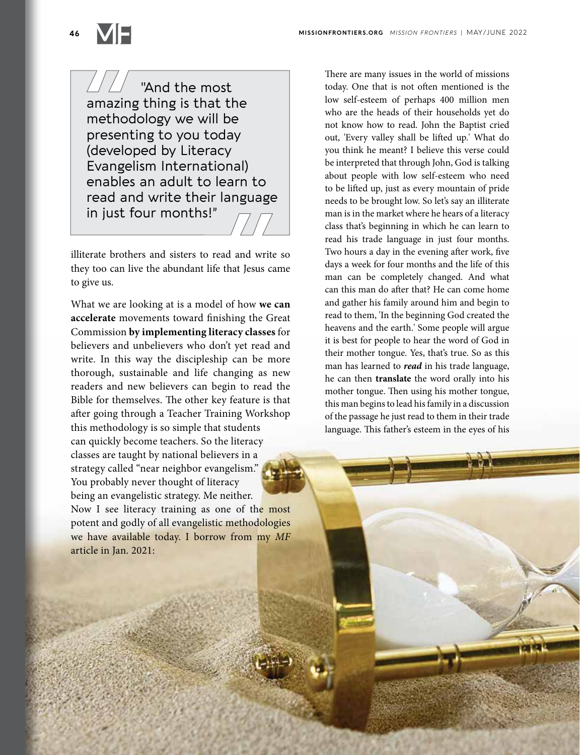> "And the most amazing thing is that the methodology we will be presenting to you today (developed by Literacy Evangelism International) enables an adult to learn to read and write their language in just four months!"

illiterate brothers and sisters to read and write so they too can live the abundant life that Jesus came to give us.

What we are looking at is a model of how **we can accelerate** movements toward finishing the Great Commission **by implementing literacy classes** for believers and unbelievers who don't yet read and write. In this way the discipleship can be more thorough, sustainable and life changing as new readers and new believers can begin to read the Bible for themselves. The other key feature is that after going through a Teacher Training Workshop this methodology is so simple that students can quickly become teachers. So the literacy classes are taught by national believers in a strategy called "near neighbor evangelism." You probably never thought of literacy being an evangelistic strategy. Me neither. Now I see literacy training as one of the most potent and godly of all evangelistic methodologies we have available today. I borrow from my *MF* article in Jan. 2021:

There are many issues in the world of missions today. One that is not often mentioned is the low self-esteem of perhaps 400 million men who are the heads of their households yet do not know how to read. John the Baptist cried out, 'Every valley shall be lifted up.' What do you think he meant? I believe this verse could be interpreted that through John, God is talking about people with low self-esteem who need to be lifted up, just as every mountain of pride needs to be brought low. So let's say an illiterate man is in the market where he hears of a literacy class that's beginning in which he can learn to read his trade language in just four months. Two hours a day in the evening after work, five days a week for four months and the life of this man can be completely changed. And what can this man do after that? He can come home and gather his family around him and begin to read to them, 'In the beginning God created the heavens and the earth.' Some people will argue it is best for people to hear the word of God in their mother tongue. Yes, that's true. So as this man has learned to ***read*** in his trade language, he can then **translate** the word orally into his mother tongue. Then using his mother tongue, this man begins to lead his family in a discussion of the passage he just read to them in their trade language. This father's esteem in the eyes of his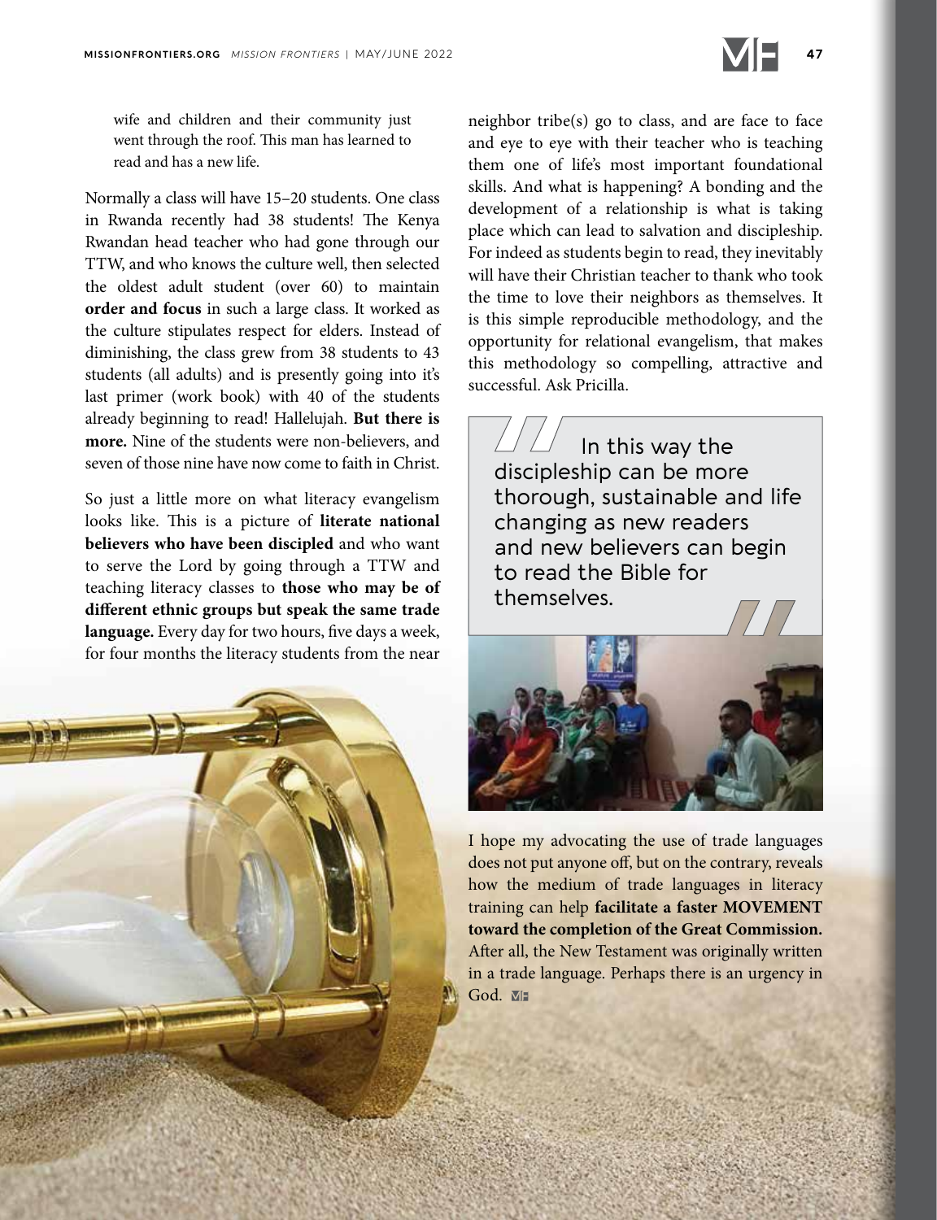wife and children and their community just went through the roof. This man has learned to read and has a new life.

Normally a class will have 15–20 students. One class in Rwanda recently had 38 students! The Kenya Rwandan head teacher who had gone through our TTW, and who knows the culture well, then selected the oldest adult student (over 60) to maintain **order and focus** in such a large class. It worked as the culture stipulates respect for elders. Instead of diminishing, the class grew from 38 students to 43 students (all adults) and is presently going into it's last primer (work book) with 40 of the students already beginning to read! Hallelujah. **But there is more.** Nine of the students were non-believers, and seven of those nine have now come to faith in Christ.

So just a little more on what literacy evangelism looks like. This is a picture of **literate national believers who have been discipled** and who want to serve the Lord by going through a TTW and teaching literacy classes to **those who may be of different ethnic groups but speak the same trade language.** Every day for two hours, five days a week, for four months the literacy students from the near neighbor tribe(s) go to class, and are face to face and eye to eye with their teacher who is teaching them one of life's most important foundational skills. And what is happening? A bonding and the development of a relationship is what is taking place which can lead to salvation and discipleship. For indeed as students begin to read, they inevitably will have their Christian teacher to thank who took the time to love their neighbors as themselves. It is this simple reproducible methodology, and the opportunity for relational evangelism, that makes this methodology so compelling, attractive and successful. Ask Pricilla.

> In this way the discipleship can be more thorough, sustainable and life changing as new readers and new believers can begin to read the Bible for themselves.

I hope my advocating the use of trade languages does not put anyone off, but on the contrary, reveals how the medium of trade languages in literacy training can help **facilitate a faster MOVEMENT toward the completion of the Great Commission.** After all, the New Testament was originally written in a trade language. Perhaps there is an urgency in God.